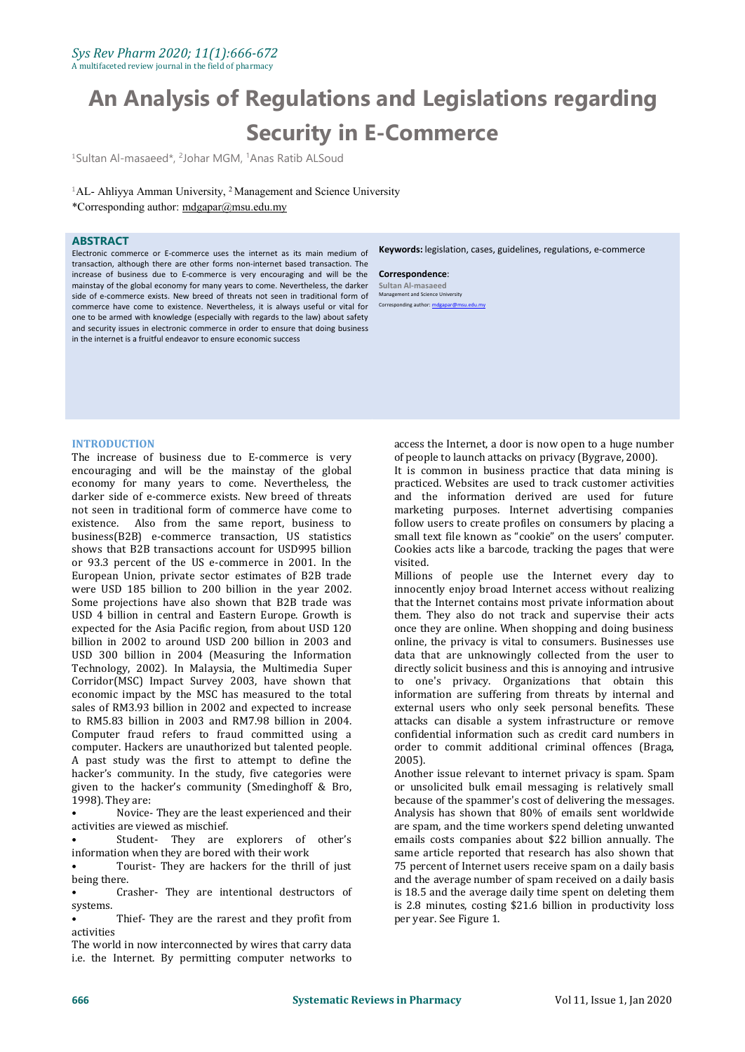# An Analysis of Regulations and Legislations regarding Security in E-Commerce

[1]Sultan Al-masaeed*, [2]Johar MGM, [1]Anas Ratib ALSoud

[1]AL- Ahliyya Amman University, [2] Management and Science University
*Corresponding author: mdgapar@msu.edu.my

## ABSTRACT

Electronic commerce or E-commerce uses the internet as its main medium of transaction, although there are other forms non-internet based transaction. The increase of business due to E-commerce is very encouraging and will be the mainstay of the global economy for many years to come. Nevertheless, the darker side of e-commerce exists. New breed of threats not seen in traditional form of commerce have come to existence. Nevertheless, it is always useful or vital for one to be armed with knowledge (especially with regards to the law) about safety and security issues in electronic commerce in order to ensure that doing business in the internet is a fruitful endeavor to ensure economic success

**Keywords:** legislation, cases, guidelines, regulations, e-commerce

**Correspondence**:
Sultan Al-masaeed
Management and Science University
Corresponding author: mdgapar@msu.edu.my

## INTRODUCTION

The increase of business due to E-commerce is very encouraging and will be the mainstay of the global economy for many years to come. Nevertheless, the darker side of e-commerce exists. New breed of threats not seen in traditional form of commerce have come to existence. Also from the same report, business to business(B2B) e-commerce transaction, US statistics shows that B2B transactions account for USD995 billion or 93.3 percent of the US e-commerce in 2001. In the European Union, private sector estimates of B2B trade were USD 185 billion to 200 billion in the year 2002. Some projections have also shown that B2B trade was USD 4 billion in central and Eastern Europe. Growth is expected for the Asia Pacific region, from about USD 120 billion in 2002 to around USD 200 billion in 2003 and USD 300 billion in 2004 (Measuring the Information Technology, 2002). In Malaysia, the Multimedia Super Corridor(MSC) Impact Survey 2003, have shown that economic impact by the MSC has measured to the total sales of RM3.93 billion in 2002 and expected to increase to RM5.83 billion in 2003 and RM7.98 billion in 2004. Computer fraud refers to fraud committed using a computer. Hackers are unauthorized but talented people. A past study was the first to attempt to define the hacker's community. In the study, five categories were given to the hacker's community (Smedinghoff & Bro, 1998). They are:

- Novice- They are the least experienced and their activities are viewed as mischief.
- Student- They are explorers of other's information when they are bored with their work
- Tourist- They are hackers for the thrill of just being there.
- Crasher- They are intentional destructors of systems.
- Thief- They are the rarest and they profit from activities

The world in now interconnected by wires that carry data i.e. the Internet. By permitting computer networks to access the Internet, a door is now open to a huge number of people to launch attacks on privacy (Bygrave, 2000).

It is common in business practice that data mining is practiced. Websites are used to track customer activities and the information derived are used for future marketing purposes. Internet advertising companies follow users to create profiles on consumers by placing a small text file known as "cookie" on the users' computer. Cookies acts like a barcode, tracking the pages that were visited.

Millions of people use the Internet every day to innocently enjoy broad Internet access without realizing that the Internet contains most private information about them. They also do not track and supervise their acts once they are online. When shopping and doing business online, the privacy is vital to consumers. Businesses use data that are unknowingly collected from the user to directly solicit business and this is annoying and intrusive to one's privacy. Organizations that obtain this information are suffering from threats by internal and external users who only seek personal benefits. These attacks can disable a system infrastructure or remove confidential information such as credit card numbers in order to commit additional criminal offences (Braga, 2005).

Another issue relevant to internet privacy is spam. Spam or unsolicited bulk email messaging is relatively small because of the spammer's cost of delivering the messages. Analysis has shown that 80% of emails sent worldwide are spam, and the time workers spend deleting unwanted emails costs companies about $22 billion annually. The same article reported that research has also shown that 75 percent of Internet users receive spam on a daily basis and the average number of spam received on a daily basis is 18.5 and the average daily time spent on deleting them is 2.8 minutes, costing $21.6 billion in productivity loss per year. See Figure 1.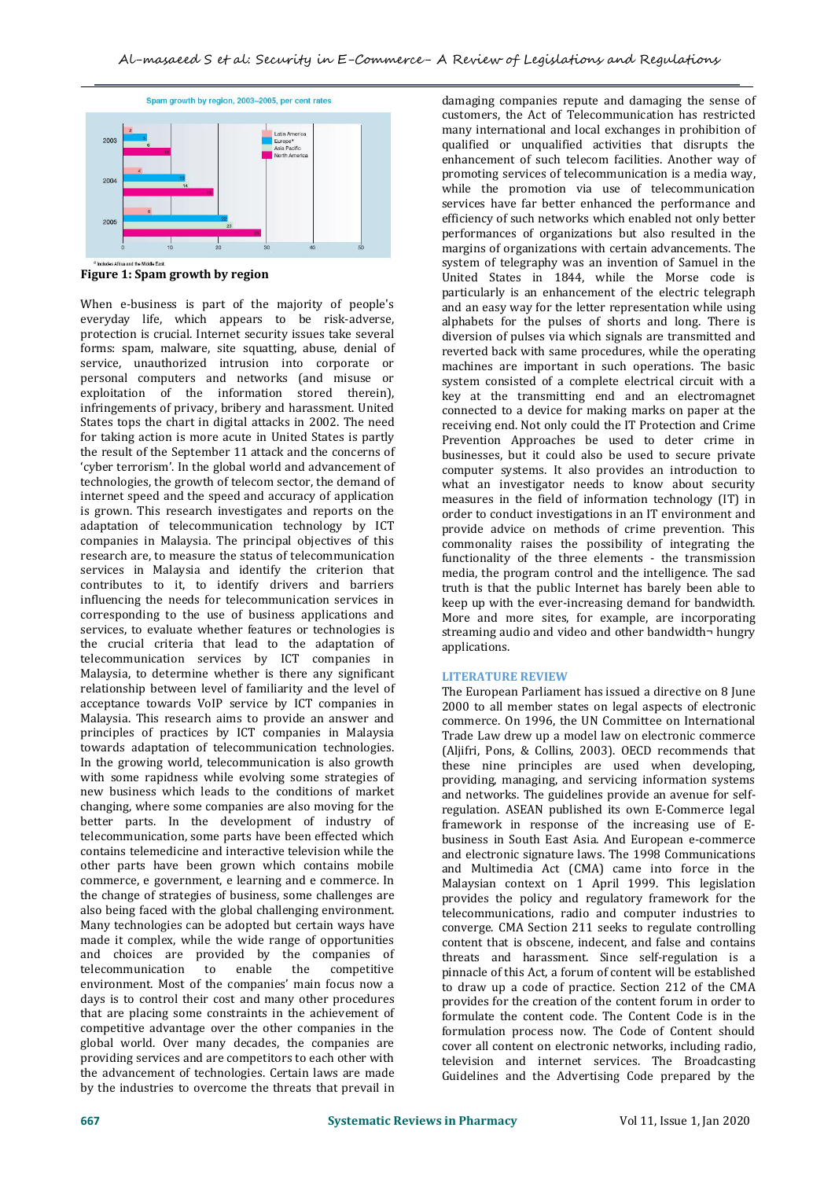**Figure 1: Spam growth by region**

When e-business is part of the majority of people's everyday life, which appears to be risk-adverse, protection is crucial. Internet security issues take several forms: spam, malware, site squatting, abuse, denial of service, unauthorized intrusion into corporate or personal computers and networks (and misuse or exploitation of the information stored therein), infringements of privacy, bribery and harassment. United States tops the chart in digital attacks in 2002. The need for taking action is more acute in United States is partly the result of the September 11 attack and the concerns of 'cyber terrorism'. In the global world and advancement of technologies, the growth of telecom sector, the demand of internet speed and the speed and accuracy of application is grown. This research investigates and reports on the adaptation of telecommunication technology by ICT companies in Malaysia. The principal objectives of this research are, to measure the status of telecommunication services in Malaysia and identify the criterion that contributes to it, to identify drivers and barriers influencing the needs for telecommunication services in corresponding to the use of business applications and services, to evaluate whether features or technologies is the crucial criteria that lead to the adaptation of telecommunication services by ICT companies in Malaysia, to determine whether is there any significant relationship between level of familiarity and the level of acceptance towards VoIP service by ICT companies in Malaysia. This research aims to provide an answer and principles of practices by ICT companies in Malaysia towards adaptation of telecommunication technologies. In the growing world, telecommunication is also growth with some rapidness while evolving some strategies of new business which leads to the conditions of market changing, where some companies are also moving for the better parts. In the development of industry of telecommunication, some parts have been effected which contains telemedicine and interactive television while the other parts have been grown which contains mobile commerce, e government, e learning and e commerce. In the change of strategies of business, some challenges are also being faced with the global challenging environment. Many technologies can be adopted but certain ways have made it complex, while the wide range of opportunities and choices are provided by the companies of telecommunication to enable the competitive environment. Most of the companies' main focus now a days is to control their cost and many other procedures that are placing some constraints in the achievement of competitive advantage over the other companies in the global world. Over many decades, the companies are providing services and are competitors to each other with the advancement of technologies. Certain laws are made by the industries to overcome the threats that prevail in damaging companies repute and damaging the sense of customers, the Act of Telecommunication has restricted many international and local exchanges in prohibition of qualified or unqualified activities that disrupts the enhancement of such telecom facilities. Another way of promoting services of telecommunication is a media way, while the promotion via use of telecommunication services have far better enhanced the performance and efficiency of such networks which enabled not only better performances of organizations but also resulted in the margins of organizations with certain advancements. The system of telegraphy was an invention of Samuel in the United States in 1844, while the Morse code is particularly is an enhancement of the electric telegraph and an easy way for the letter representation while using alphabets for the pulses of shorts and long. There is diversion of pulses via which signals are transmitted and reverted back with same procedures, while the operating machines are important in such operations. The basic system consisted of a complete electrical circuit with a key at the transmitting end and an electromagnet connected to a device for making marks on paper at the receiving end. Not only could the IT Protection and Crime Prevention Approaches be used to deter crime in businesses, but it could also be used to secure private computer systems. It also provides an introduction to what an investigator needs to know about security measures in the field of information technology (IT) in order to conduct investigations in an IT environment and provide advice on methods of crime prevention. This commonality raises the possibility of integrating the functionality of the three elements - the transmission media, the program control and the intelligence. The sad truth is that the public Internet has barely been able to keep up with the ever-increasing demand for bandwidth. More and more sites, for example, are incorporating streaming audio and video and other bandwidth¬ hungry applications.

## LITERATURE REVIEW

The European Parliament has issued a directive on 8 June 2000 to all member states on legal aspects of electronic commerce. On 1996, the UN Committee on International Trade Law drew up a model law on electronic commerce (Aljifri, Pons, & Collins, 2003). OECD recommends that these nine principles are used when developing, providing, managing, and servicing information systems and networks. The guidelines provide an avenue for self-regulation. ASEAN published its own E-Commerce legal framework in response of the increasing use of E-business in South East Asia. And European e-commerce and electronic signature laws. The 1998 Communications and Multimedia Act (CMA) came into force in the Malaysian context on 1 April 1999. This legislation provides the policy and regulatory framework for the telecommunications, radio and computer industries to converge. CMA Section 211 seeks to regulate controlling content that is obscene, indecent, and false and contains threats and harassment. Since self-regulation is a pinnacle of this Act, a forum of content will be established to draw up a code of practice. Section 212 of the CMA provides for the creation of the content forum in order to formulate the content code. The Content Code is in the formulation process now. The Code of Content should cover all content on electronic networks, including radio, television and internet services. The Broadcasting Guidelines and the Advertising Code prepared by the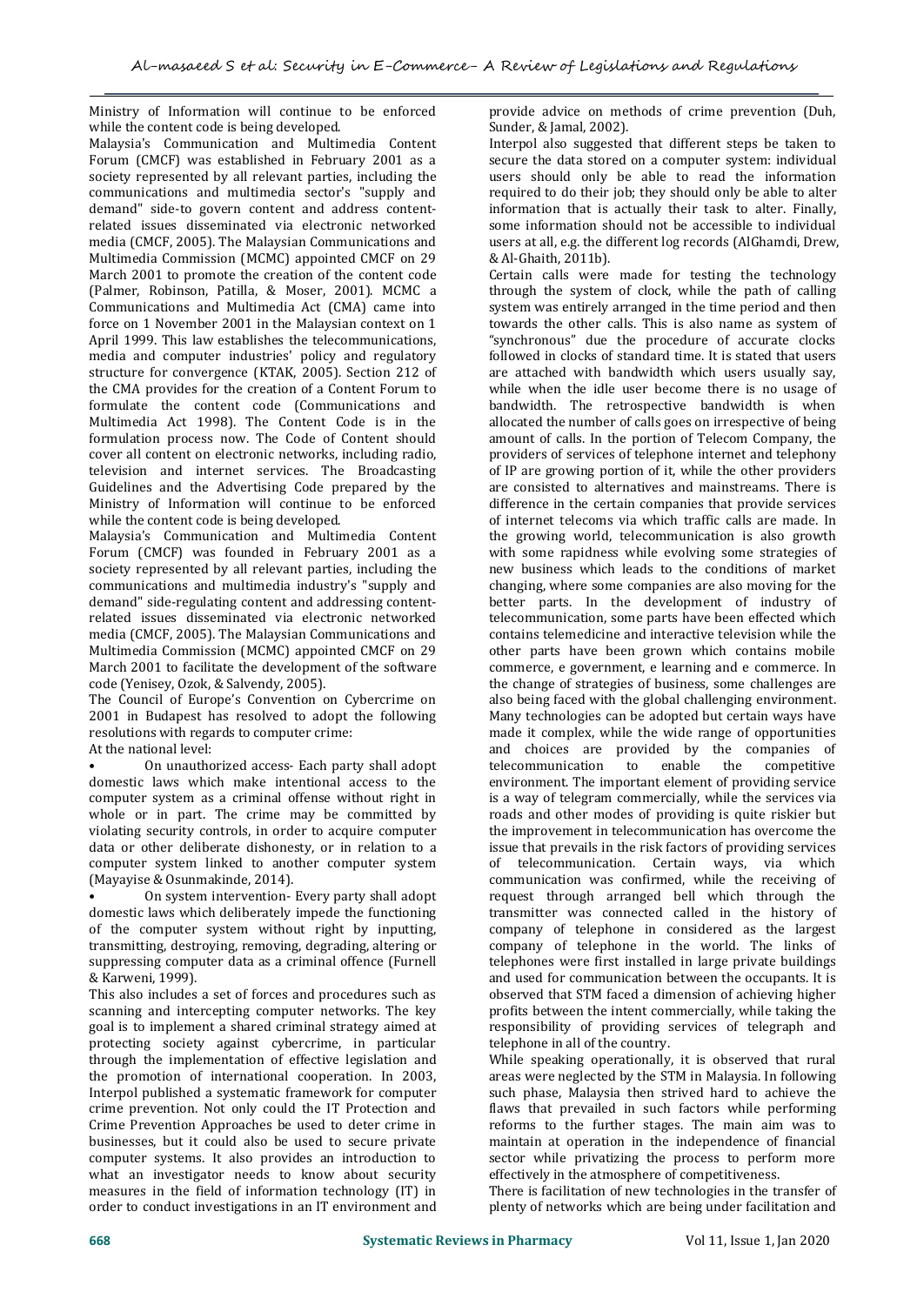Ministry of Information will continue to be enforced while the content code is being developed.

Malaysia's Communication and Multimedia Content Forum (CMCF) was established in February 2001 as a society represented by all relevant parties, including the communications and multimedia sector's "supply and demand" side-to govern content and address content-related issues disseminated via electronic networked media (CMCF, 2005). The Malaysian Communications and Multimedia Commission (MCMC) appointed CMCF on 29 March 2001 to promote the creation of the content code (Palmer, Robinson, Patilla, & Moser, 2001). MCMC a Communications and Multimedia Act (CMA) came into force on 1 November 2001 in the Malaysian context on 1 April 1999. This law establishes the telecommunications, media and computer industries' policy and regulatory structure for convergence (KTAK, 2005). Section 212 of the CMA provides for the creation of a Content Forum to formulate the content code (Communications and Multimedia Act 1998). The Content Code is in the formulation process now. The Code of Content should cover all content on electronic networks, including radio, television and internet services. The Broadcasting Guidelines and the Advertising Code prepared by the Ministry of Information will continue to be enforced while the content code is being developed.

Malaysia's Communication and Multimedia Content Forum (CMCF) was founded in February 2001 as a society represented by all relevant parties, including the communications and multimedia industry's "supply and demand" side-regulating content and addressing content-related issues disseminated via electronic networked media (CMCF, 2005). The Malaysian Communications and Multimedia Commission (MCMC) appointed CMCF on 29 March 2001 to facilitate the development of the software code (Yenisey, Ozok, & Salvendy, 2005).

The Council of Europe's Convention on Cybercrime on 2001 in Budapest has resolved to adopt the following resolutions with regards to computer crime:

At the national level:

- On unauthorized access- Each party shall adopt domestic laws which make intentional access to the computer system as a criminal offense without right in whole or in part. The crime may be committed by violating security controls, in order to acquire computer data or other deliberate dishonesty, or in relation to a computer system linked to another computer system (Mayayise & Osunmakinde, 2014).
- On system intervention- Every party shall adopt domestic laws which deliberately impede the functioning of the computer system without right by inputting, transmitting, destroying, removing, degrading, altering or suppressing computer data as a criminal offence (Furnell & Karweni, 1999).

This also includes a set of forces and procedures such as scanning and intercepting computer networks. The key goal is to implement a shared criminal strategy aimed at protecting society against cybercrime, in particular through the implementation of effective legislation and the promotion of international cooperation. In 2003, Interpol published a systematic framework for computer crime prevention. Not only could the IT Protection and Crime Prevention Approaches be used to deter crime in businesses, but it could also be used to secure private computer systems. It also provides an introduction to what an investigator needs to know about security measures in the field of information technology (IT) in order to conduct investigations in an IT environment and provide advice on methods of crime prevention (Duh, Sunder, & Jamal, 2002).

Interpol also suggested that different steps be taken to secure the data stored on a computer system: individual users should only be able to read the information required to do their job; they should only be able to alter information that is actually their task to alter. Finally, some information should not be accessible to individual users at all, e.g. the different log records (AlGhamdi, Drew, & Al-Ghaith, 2011b).

Certain calls were made for testing the technology through the system of clock, while the path of calling system was entirely arranged in the time period and then towards the other calls. This is also name as system of "synchronous" due the procedure of accurate clocks followed in clocks of standard time. It is stated that users are attached with bandwidth which users usually say, while when the idle user become there is no usage of bandwidth. The retrospective bandwidth is when allocated the number of calls goes on irrespective of being amount of calls. In the portion of Telecom Company, the providers of services of telephone internet and telephony of IP are growing portion of it, while the other providers are consisted to alternatives and mainstreams. There is difference in the certain companies that provide services of internet telecoms via which traffic calls are made. In the growing world, telecommunication is also growth with some rapidness while evolving some strategies of new business which leads to the conditions of market changing, where some companies are also moving for the better parts. In the development of industry of telecommunication, some parts have been effected which contains telemedicine and interactive television while the other parts have been grown which contains mobile commerce, e government, e learning and e commerce. In the change of strategies of business, some challenges are also being faced with the global challenging environment. Many technologies can be adopted but certain ways have made it complex, while the wide range of opportunities and choices are provided by the companies of telecommunication to enable the competitive environment. The important element of providing service is a way of telegram commercially, while the services via roads and other modes of providing is quite riskier but the improvement in telecommunication has overcome the issue that prevails in the risk factors of providing services of telecommunication. Certain ways, via which communication was confirmed, while the receiving of request through arranged bell which through the transmitter was connected called in the history of company of telephone in considered as the largest company of telephone in the world. The links of telephones were first installed in large private buildings and used for communication between the occupants. It is observed that STM faced a dimension of achieving higher profits between the intent commercially, while taking the responsibility of providing services of telegraph and telephone in all of the country.

While speaking operationally, it is observed that rural areas were neglected by the STM in Malaysia. In following such phase, Malaysia then strived hard to achieve the flaws that prevailed in such factors while performing reforms to the further stages. The main aim was to maintain at operation in the independence of financial sector while privatizing the process to perform more effectively in the atmosphere of competitiveness.

There is facilitation of new technologies in the transfer of plenty of networks which are being under facilitation and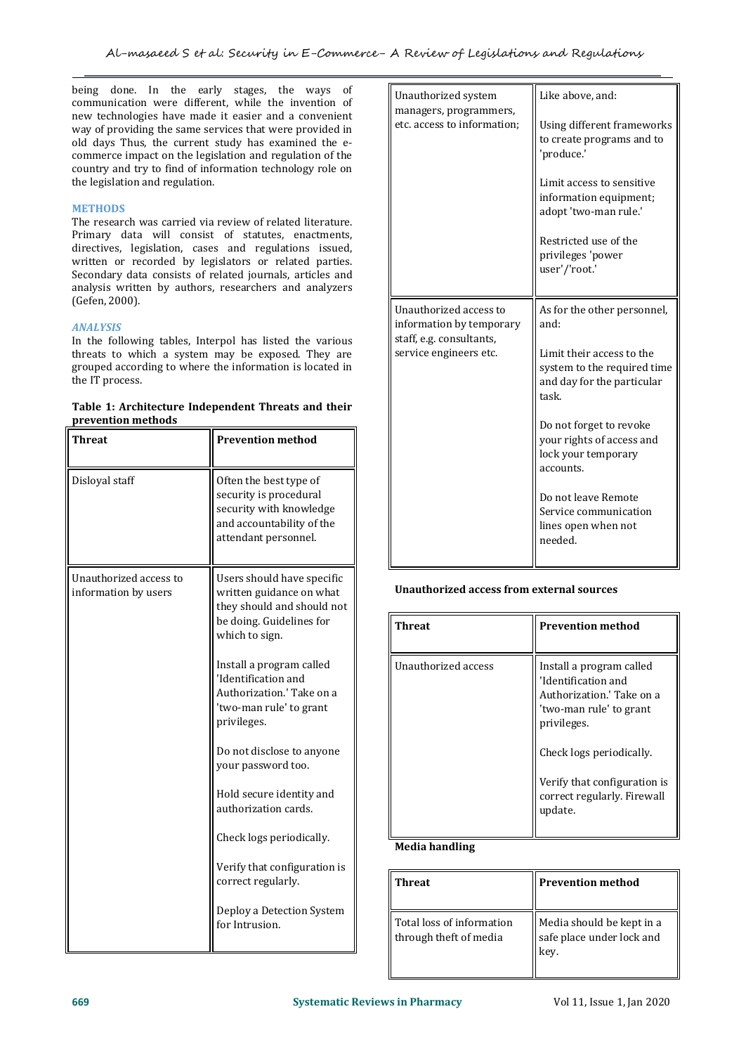being done. In the early stages, the ways of communication were different, while the invention of new technologies have made it easier and a convenient way of providing the same services that were provided in old days Thus, the current study has examined the e-commerce impact on the legislation and regulation of the country and try to find of information technology role on the legislation and regulation.

## METHODS

The research was carried via review of related literature. Primary data will consist of statutes, enactments, directives, legislation, cases and regulations issued, written or recorded by legislators or related parties. Secondary data consists of related journals, articles and analysis written by authors, researchers and analyzers (Gefen, 2000).

## *ANALYSIS*

In the following tables, Interpol has listed the various threats to which a system may be exposed. They are grouped according to where the information is located in the IT process.

**Table 1: Architecture Independent Threats and their prevention methods**

| **Threat** | **Prevention method** |
|---|---|
| Disloyal staff | Often the best type of security is procedural security with knowledge and accountability of the attendant personnel. |
| Unauthorized access to information by users | Users should have specific written guidance on what they should and should not be doing. Guidelines for which to sign.<br><br>Install a program called 'Identification and Authorization.' Take on a 'two-man rule' to grant privileges.<br><br>Do not disclose to anyone your password too.<br><br>Hold secure identity and authorization cards.<br><br>Check logs periodically.<br><br>Verify that configuration is correct regularly.<br><br>Deploy a Detection System for Intrusion. |
| Unauthorized system managers, programmers, etc. access to information; | Like above, and:<br><br>Using different frameworks to create programs and to 'produce.'<br><br>Limit access to sensitive information equipment; adopt 'two-man rule.'<br><br>Restricted use of the privileges 'power user'/'root.' |
| Unauthorized access to information by temporary staff, e.g. consultants, service engineers etc. | As for the other personnel, and:<br><br>Limit their access to the system to the required time and day for the particular task.<br><br>Do not forget to revoke your rights of access and lock your temporary accounts.<br><br>Do not leave Remote Service communication lines open when not needed. |

**Unauthorized access from external sources**

| **Threat** | **Prevention method** |
|---|---|
| Unauthorized access | Install a program called 'Identification and Authorization.' Take on a 'two-man rule' to grant privileges.<br><br>Check logs periodically.<br><br>Verify that configuration is correct regularly. Firewall update. |

**Media handling**

| **Threat** | **Prevention method** |
|---|---|
| Total loss of information through theft of media | Media should be kept in a safe place under lock and key. |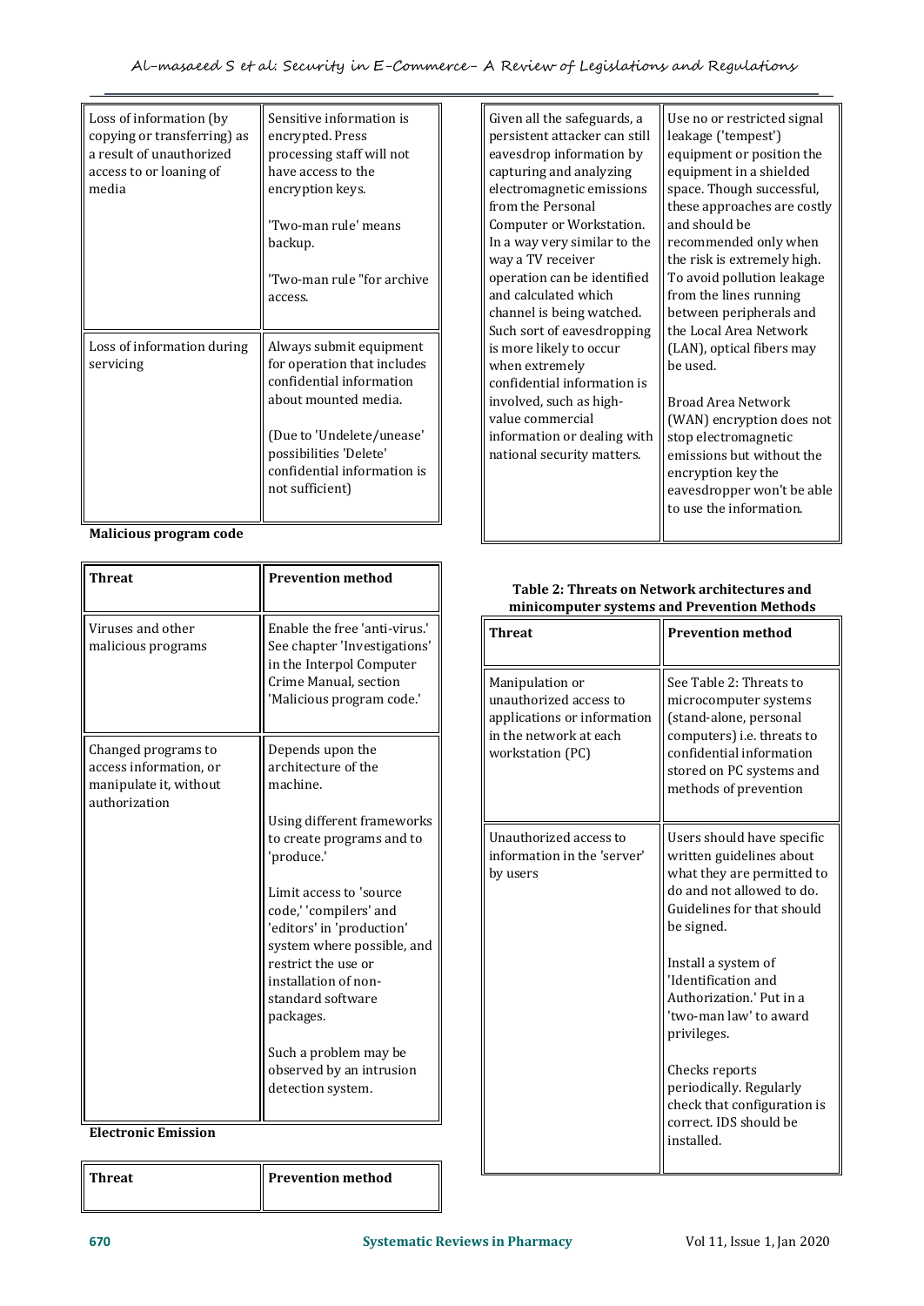| | |
|---|---|
| Loss of information (by copying or transferring) as a result of unauthorized access to or loaning of media | Sensitive information is encrypted. Press processing staff will not have access to the encryption keys.<br><br>'Two-man rule' means backup.<br><br>'Two-man rule "for archive access. |
| Loss of information during servicing | Always submit equipment for operation that includes confidential information about mounted media.<br><br>(Due to 'Undelete/unease' possibilities 'Delete' confidential information is not sufficient) |

**Malicious program code**

| Threat | Prevention method |
|---|---|
| Viruses and other malicious programs | Enable the free 'anti-virus.' See chapter 'Investigations' in the Interpol Computer Crime Manual, section 'Malicious program code.' |
| Changed programs to access information, or manipulate it, without authorization | Depends upon the architecture of the machine.<br><br>Using different frameworks to create programs and to 'produce.'<br><br>Limit access to 'source code,' 'compilers' and 'editors' in 'production' system where possible, and restrict the use or installation of non-standard software packages.<br><br>Such a problem may be observed by an intrusion detection system. |

**Electronic Emission**

| Threat | Prevention method |
|---|---|
| Given all the safeguards, a persistent attacker can still eavesdrop information by capturing and analyzing electromagnetic emissions from the Personal Computer or Workstation. In a way very similar to the way a TV receiver operation can be identified and calculated which channel is being watched. Such sort of eavesdropping is more likely to occur when extremely confidential information is involved, such as high-value commercial information or dealing with national security matters. | Use no or restricted signal leakage ('tempest') equipment or position the equipment in a shielded space. Though successful, these approaches are costly and should be recommended only when the risk is extremely high. To avoid pollution leakage from the lines running between peripherals and the Local Area Network (LAN), optical fibers may be used.<br><br>Broad Area Network (WAN) encryption does not stop electromagnetic emissions but without the encryption key the eavesdropper won't be able to use the information. |

**Table 2: Threats on Network architectures and minicomputer systems and Prevention Methods**

| Threat | Prevention method |
|---|---|
| Manipulation or unauthorized access to applications or information in the network at each workstation (PC) | See Table 2: Threats to microcomputer systems (stand-alone, personal computers) i.e. threats to confidential information stored on PC systems and methods of prevention |
| Unauthorized access to information in the 'server' by users | Users should have specific written guidelines about what they are permitted to do and not allowed to do. Guidelines for that should be signed.<br><br>Install a system of 'Identification and Authorization.' Put in a 'two-man law' to award privileges.<br><br>Checks reports periodically. Regularly check that configuration is correct. IDS should be installed. |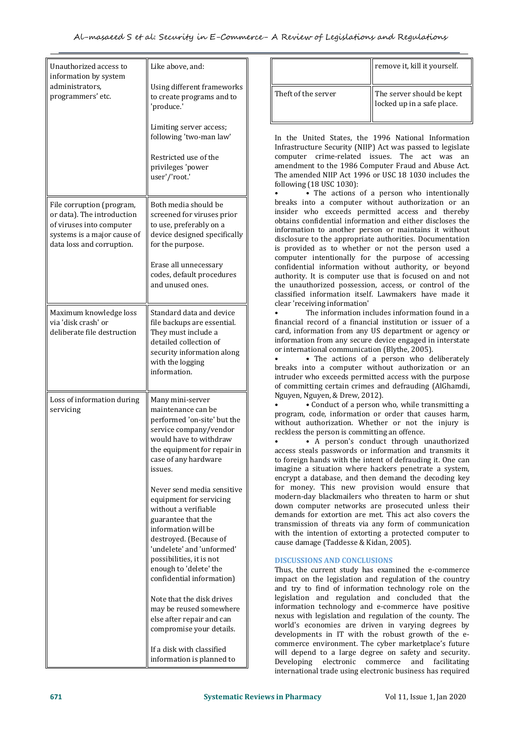| | |
|---|---|
| Unauthorized access to information by system administrators, programmers' etc. | Like above, and:<br><br>Using different frameworks to create programs and to 'produce.'<br><br>Limiting server access; following 'two-man law'<br><br>Restricted use of the privileges 'power user'/'root.' |
| File corruption (program, or data). The introduction of viruses into computer systems is a major cause of data loss and corruption. | Both media should be screened for viruses prior to use, preferably on a device designed specifically for the purpose.<br><br>Erase all unnecessary codes, default procedures and unused ones. |
| Maximum knowledge loss via 'disk crash' or deliberate file destruction | Standard data and device file backups are essential. They must include a detailed collection of security information along with the logging information. |
| Loss of information during servicing | Many mini-server maintenance can be performed 'on-site' but the service company/vendor would have to withdraw the equipment for repair in case of any hardware issues.<br><br>Never send media sensitive equipment for servicing without a verifiable guarantee that the information will be destroyed. (Because of 'undelete' and 'unformed' possibilities, it is not enough to 'delete' the confidential information)<br><br>Note that the disk drives may be reused somewhere else after repair and can compromise your details.<br><br>If a disk with classified information is planned to remove it, kill it yourself. |
| Theft of the server | The server should be kept locked up in a safe place. |

In the United States, the 1996 National Information Infrastructure Security (NIIP) Act was passed to legislate computer crime-related issues. The act was an amendment to the 1986 Computer Fraud and Abuse Act. The amended NIIP Act 1996 or USC 18 1030 includes the following (18 USC 1030):

- • The actions of a person who intentionally breaks into a computer without authorization or an insider who exceeds permitted access and thereby obtains confidential information and either discloses the information to another person or maintains it without disclosure to the appropriate authorities. Documentation is provided as to whether or not the person used a computer intentionally for the purpose of accessing confidential information without authority, or beyond authority. It is computer use that is focused on and not the unauthorized possession, access, or control of the classified information itself. Lawmakers have made it clear 'receiving information'
- The information includes information found in a financial record of a financial institution or issuer of a card, information from any US department or agency or information from any secure device engaged in interstate or international communication (Blythe, 2005).
- • The actions of a person who deliberately breaks into a computer without authorization or an intruder who exceeds permitted access with the purpose of committing certain crimes and defrauding (AlGhamdi, Nguyen, Nguyen, & Drew, 2012).
- • Conduct of a person who, while transmitting a program, code, information or order that causes harm, without authorization. Whether or not the injury is reckless the person is committing an offence.
- • A person's conduct through unauthorized access steals passwords or information and transmits it to foreign hands with the intent of defrauding it. One can imagine a situation where hackers penetrate a system, encrypt a database, and then demand the decoding key for money. This new provision would ensure that modern-day blackmailers who threaten to harm or shut down computer networks are prosecuted unless their demands for extortion are met. This act also covers the transmission of threats via any form of communication with the intention of extorting a protected computer to cause damage (Taddesse & Kidan, 2005).

## DISCUSSIONS AND CONCLUSIONS

Thus, the current study has examined the e-commerce impact on the legislation and regulation of the country and try to find of information technology role on the legislation and regulation and concluded that the information technology and e-commerce have positive nexus with legislation and regulation of the county. The world's economies are driven in varying degrees by developments in IT with the robust growth of the e-commerce environment. The cyber marketplace's future will depend to a large degree on safety and security. Developing electronic commerce and facilitating international trade using electronic business has required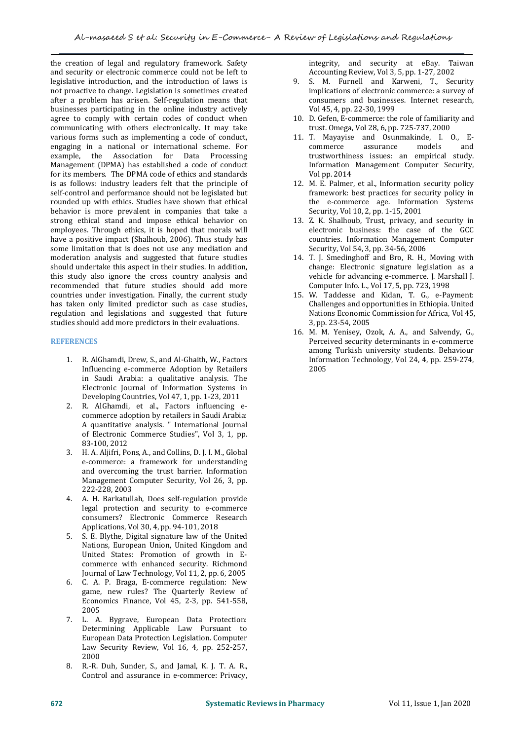the creation of legal and regulatory framework. Safety and security or electronic commerce could not be left to legislative introduction, and the introduction of laws is not proactive to change. Legislation is sometimes created after a problem has arisen. Self-regulation means that businesses participating in the online industry actively agree to comply with certain codes of conduct when communicating with others electronically. It may take various forms such as implementing a code of conduct, engaging in a national or international scheme. For example, the Association for Data Processing Management (DPMA) has established a code of conduct for its members. The DPMA code of ethics and standards is as follows: industry leaders felt that the principle of self-control and performance should not be legislated but rounded up with ethics. Studies have shown that ethical behavior is more prevalent in companies that take a strong ethical stand and impose ethical behavior on employees. Through ethics, it is hoped that morals will have a positive impact (Shalhoub, 2006). Thus study has some limitation that is does not use any mediation and moderation analysis and suggested that future studies should undertake this aspect in their studies. In addition, this study also ignore the cross country analysis and recommended that future studies should add more countries under investigation. Finally, the current study has taken only limited predictor such as case studies, regulation and legislations and suggested that future studies should add more predictors in their evaluations.

## REFERENCES

1. R. AlGhamdi, Drew, S., and Al-Ghaith, W., Factors Influencing e-commerce Adoption by Retailers in Saudi Arabia: a qualitative analysis. The Electronic Journal of Information Systems in Developing Countries, Vol 47, 1, pp. 1-23, 2011
2. R. AlGhamdi, et al., Factors influencing e-commerce adoption by retailers in Saudi Arabia: A quantitative analysis. " International Journal of Electronic Commerce Studies", Vol 3, 1, pp. 83-100, 2012
3. H. A. Aljifri, Pons, A., and Collins, D. J. I. M., Global e-commerce: a framework for understanding and overcoming the trust barrier. Information Management Computer Security, Vol 26, 3, pp. 222-228, 2003
4. A. H. Barkatullah, Does self-regulation provide legal protection and security to e-commerce consumers? Electronic Commerce Research Applications, Vol 30, 4, pp. 94-101, 2018
5. S. E. Blythe, Digital signature law of the United Nations, European Union, United Kingdom and United States: Promotion of growth in E-commerce with enhanced security. Richmond Journal of Law Technology, Vol 11, 2, pp. 6, 2005
6. C. A. P. Braga, E-commerce regulation: New game, new rules? The Quarterly Review of Economics Finance, Vol 45, 2-3, pp. 541-558, 2005
7. L. A. Bygrave, European Data Protection: Determining Applicable Law Pursuant to European Data Protection Legislation. Computer Law Security Review, Vol 16, 4, pp. 252-257, 2000
8. R.-R. Duh, Sunder, S., and Jamal, K. J. T. A. R., Control and assurance in e-commerce: Privacy, integrity, and security at eBay. Taiwan Accounting Review, Vol 3, 5, pp. 1-27, 2002
9. S. M. Furnell and Karweni, T., Security implications of electronic commerce: a survey of consumers and businesses. Internet research, Vol 45, 4, pp. 22-30, 1999
10. D. Gefen, E-commerce: the role of familiarity and trust. Omega, Vol 28, 6, pp. 725-737, 2000
11. T. Mayayise and Osunmakinde, I. O., E-commerce assurance models and trustworthiness issues: an empirical study. Information Management Computer Security, Vol pp. 2014
12. M. E. Palmer, et al., Information security policy framework: best practices for security policy in the e-commerce age. Information Systems Security, Vol 10, 2, pp. 1-15, 2001
13. Z. K. Shalhoub, Trust, privacy, and security in electronic business: the case of the GCC countries. Information Management Computer Security, Vol 54, 3, pp. 34-56, 2006
14. T. J. Smedinghoff and Bro, R. H., Moving with change: Electronic signature legislation as a vehicle for advancing e-commerce. J. Marshall J. Computer Info. L., Vol 17, 5, pp. 723, 1998
15. W. Taddesse and Kidan, T. G., e-Payment: Challenges and opportunities in Ethiopia. United Nations Economic Commission for Africa, Vol 45, 3, pp. 23-54, 2005
16. M. M. Yenisey, Ozok, A. A., and Salvendy, G., Perceived security determinants in e-commerce among Turkish university students. Behaviour Information Technology, Vol 24, 4, pp. 259-274, 2005